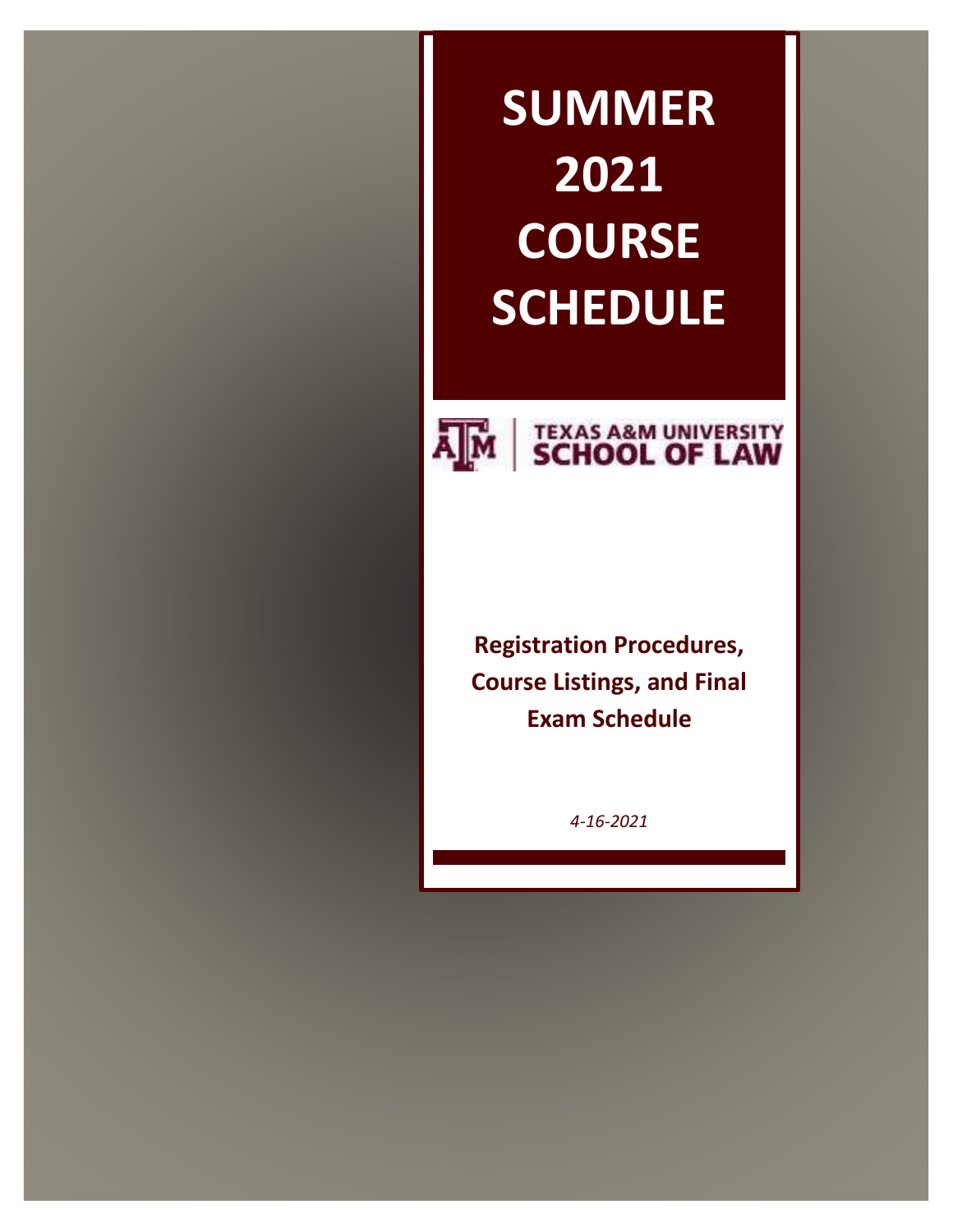# SUMMER 2021 COURSE SCHEDULE

TEXAS A&M UNIVERSITY
SCHOOL OF LAW

**Registration Procedures, Course Listings, and Final Exam Schedule**

*4-16-2021*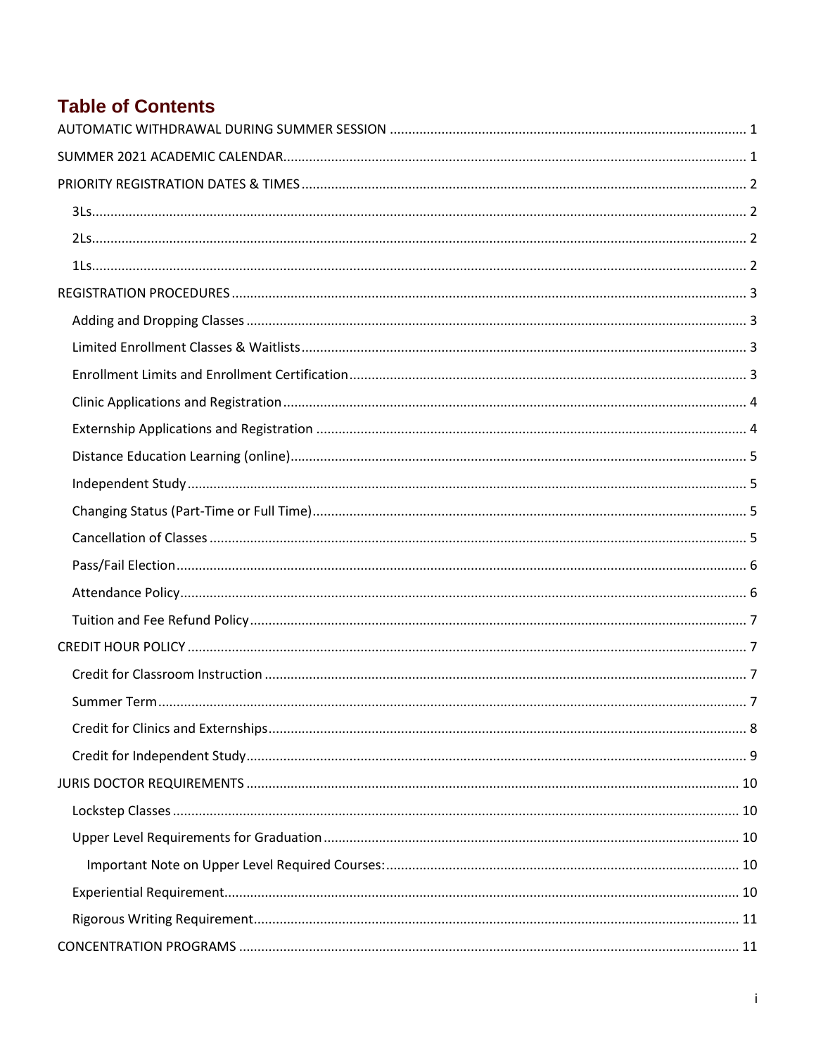# Table of Contents

AUTOMATIC WITHDRAWAL DURING SUMMER SESSION ..... 1

SUMMER 2021 ACADEMIC CALENDAR ..... 1

PRIORITY REGISTRATION DATES & TIMES ..... 2

- 3Ls ..... 2
- 2Ls ..... 2
- 1Ls ..... 2

REGISTRATION PROCEDURES ..... 3

- Adding and Dropping Classes ..... 3
- Limited Enrollment Classes & Waitlists ..... 3
- Enrollment Limits and Enrollment Certification ..... 3
- Clinic Applications and Registration ..... 4
- Externship Applications and Registration ..... 4
- Distance Education Learning (online) ..... 5
- Independent Study ..... 5
- Changing Status (Part-Time or Full Time) ..... 5
- Cancellation of Classes ..... 5
- Pass/Fail Election ..... 6
- Attendance Policy ..... 6
- Tuition and Fee Refund Policy ..... 7

CREDIT HOUR POLICY ..... 7

- Credit for Classroom Instruction ..... 7
- Summer Term ..... 7
- Credit for Clinics and Externships ..... 8
- Credit for Independent Study ..... 9

JURIS DOCTOR REQUIREMENTS ..... 10

- Lockstep Classes ..... 10
- Upper Level Requirements for Graduation ..... 10
  - Important Note on Upper Level Required Courses: ..... 10
- Experiential Requirement ..... 10
- Rigorous Writing Requirement ..... 11

CONCENTRATION PROGRAMS ..... 11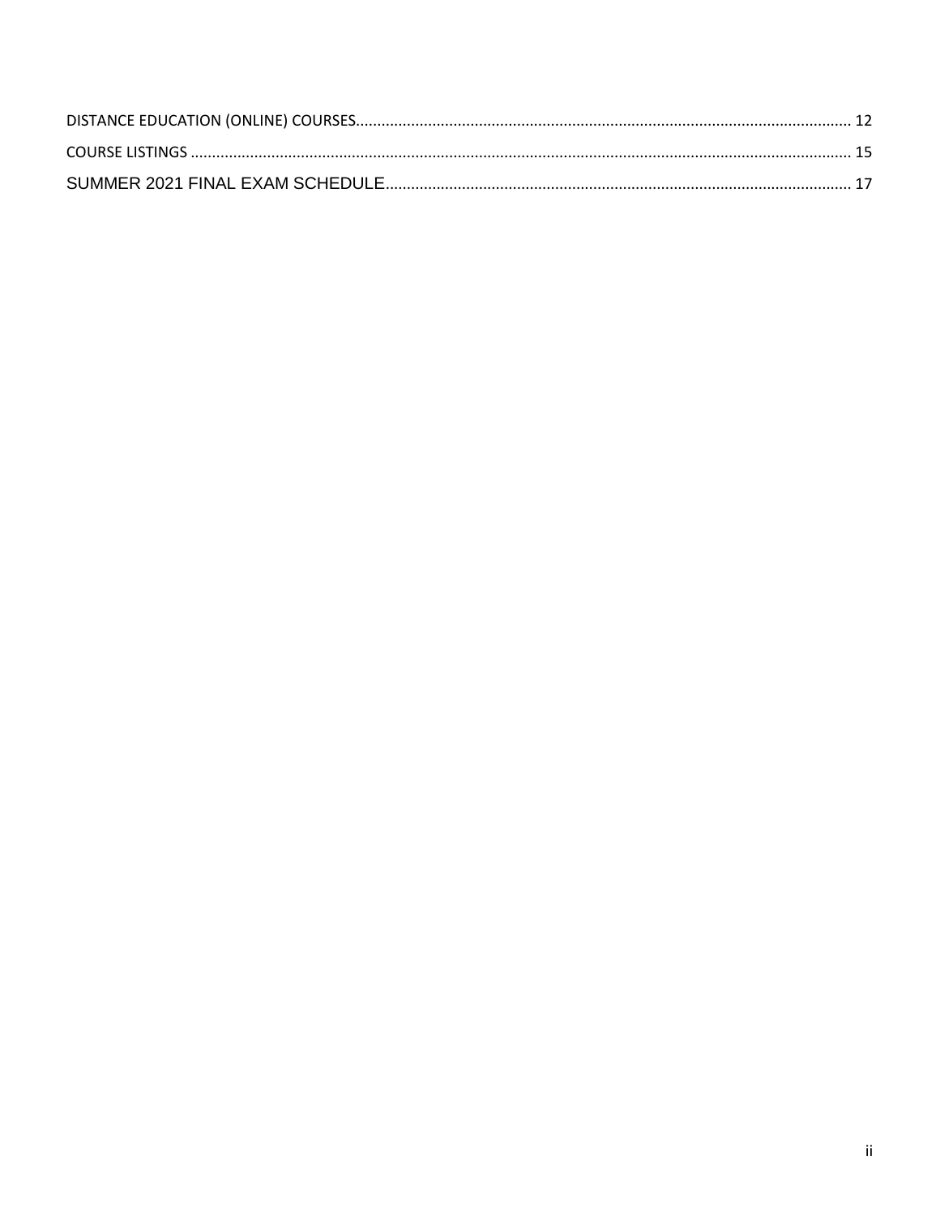DISTANCE EDUCATION (ONLINE) COURSES.................................................................................................................... 12

COURSE LISTINGS .......................................................................................................................................... 15

SUMMER 2021 FINAL EXAM SCHEDULE............................................................................................................ 17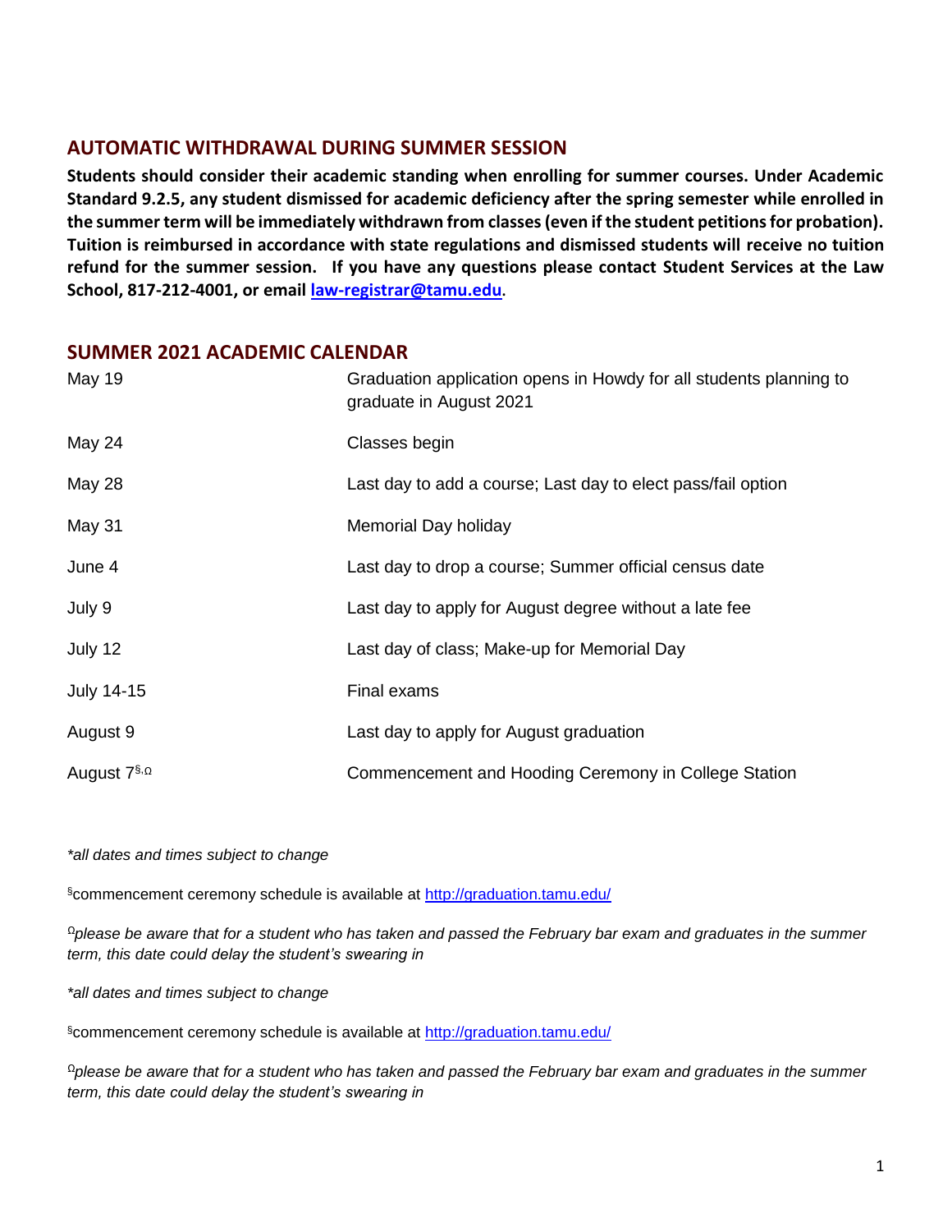## AUTOMATIC WITHDRAWAL DURING SUMMER SESSION

**Students should consider their academic standing when enrolling for summer courses. Under Academic Standard 9.2.5, any student dismissed for academic deficiency after the spring semester while enrolled in the summer term will be immediately withdrawn from classes (even if the student petitions for probation). Tuition is reimbursed in accordance with state regulations and dismissed students will receive no tuition refund for the summer session. If you have any questions please contact Student Services at the Law School, 817-212-4001, or email [law-registrar@tamu.edu](mailto:law-registrar@tamu.edu).**

## SUMMER 2021 ACADEMIC CALENDAR

| | |
|---|---|
| May 19 | Graduation application opens in Howdy for all students planning to graduate in August 2021 |
| May 24 | Classes begin |
| May 28 | Last day to add a course; Last day to elect pass/fail option |
| May 31 | Memorial Day holiday |
| June 4 | Last day to drop a course; Summer official census date |
| July 9 | Last day to apply for August degree without a late fee |
| July 12 | Last day of class; Make-up for Memorial Day |
| July 14-15 | Final exams |
| August 9 | Last day to apply for August graduation |
| August 7[§,Ω] | Commencement and Hooding Ceremony in College Station |

*\*all dates and times subject to change*

[§]commencement ceremony schedule is available at [http://graduation.tamu.edu/](http://graduation.tamu.edu/)

[Ω]*please be aware that for a student who has taken and passed the February bar exam and graduates in the summer term, this date could delay the student's swearing in*

*\*all dates and times subject to change*

[§]commencement ceremony schedule is available at [http://graduation.tamu.edu/](http://graduation.tamu.edu/)

[Ω]*please be aware that for a student who has taken and passed the February bar exam and graduates in the summer term, this date could delay the student's swearing in*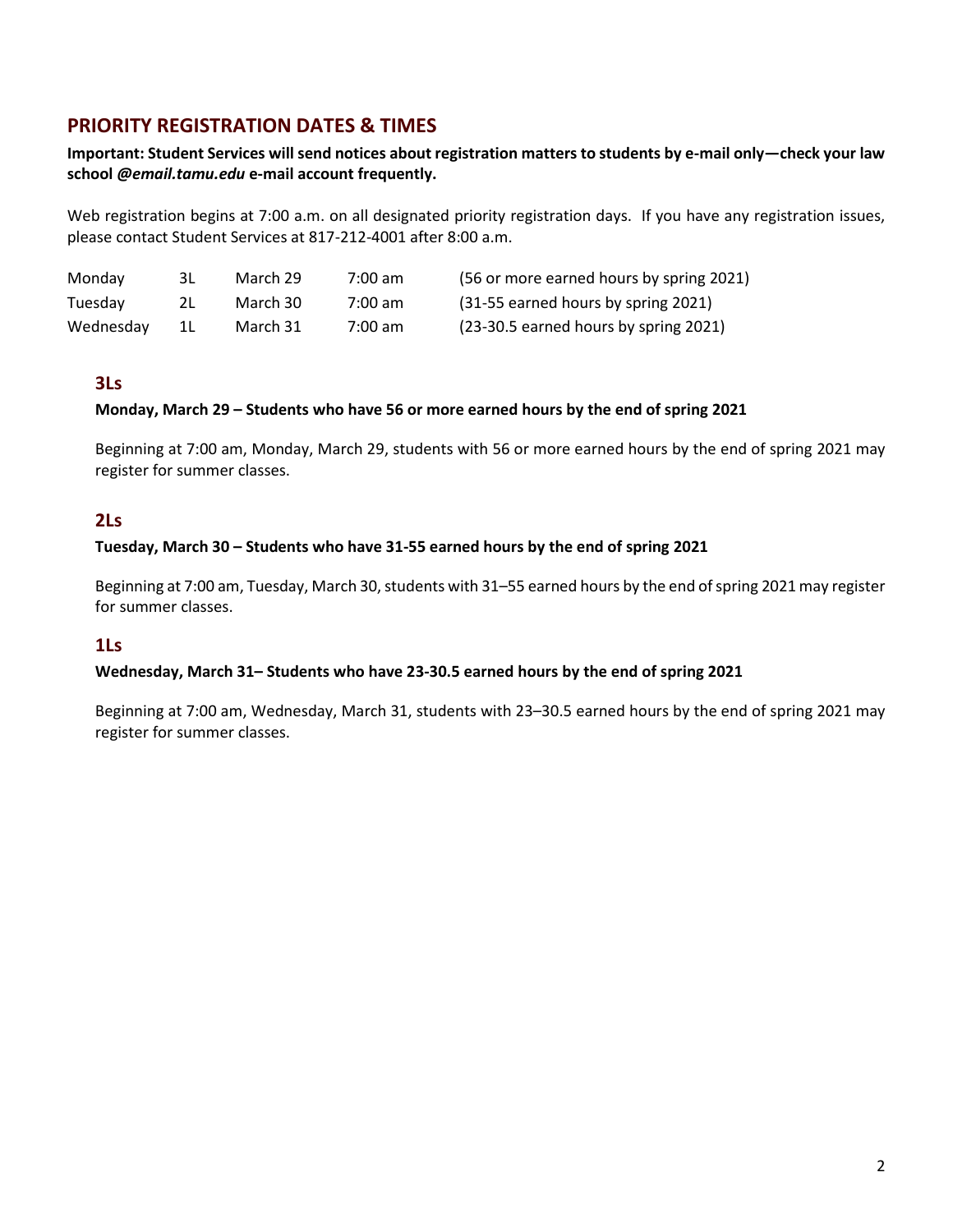## PRIORITY REGISTRATION DATES & TIMES

**Important: Student Services will send notices about registration matters to students by e-mail only—check your law school *@email.tamu.edu* e-mail account frequently.**

Web registration begins at 7:00 a.m. on all designated priority registration days. If you have any registration issues, please contact Student Services at 817-212-4001 after 8:00 a.m.

| | | | | |
|---|---|---|---|---|
| Monday | 3L | March 29 | 7:00 am | (56 or more earned hours by spring 2021) |
| Tuesday | 2L | March 30 | 7:00 am | (31-55 earned hours by spring 2021) |
| Wednesday | 1L | March 31 | 7:00 am | (23-30.5 earned hours by spring 2021) |

### 3Ls

**Monday, March 29 – Students who have 56 or more earned hours by the end of spring 2021**

Beginning at 7:00 am, Monday, March 29, students with 56 or more earned hours by the end of spring 2021 may register for summer classes.

### 2Ls

**Tuesday, March 30 – Students who have 31-55 earned hours by the end of spring 2021**

Beginning at 7:00 am, Tuesday, March 30, students with 31–55 earned hours by the end of spring 2021 may register for summer classes.

### 1Ls

**Wednesday, March 31– Students who have 23-30.5 earned hours by the end of spring 2021**

Beginning at 7:00 am, Wednesday, March 31, students with 23–30.5 earned hours by the end of spring 2021 may register for summer classes.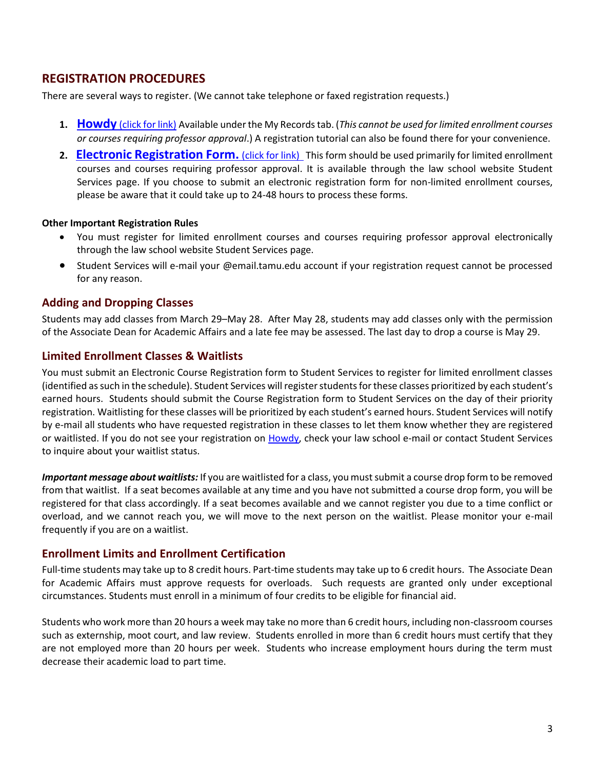## REGISTRATION PROCEDURES

There are several ways to register. (We cannot take telephone or faxed registration requests.)

1. **Howdy** (click for link) Available under the My Records tab. (*This cannot be used for limited enrollment courses or courses requiring professor approval*.) A registration tutorial can also be found there for your convenience.
2. **Electronic Registration Form.** (click for link) This form should be used primarily for limited enrollment courses and courses requiring professor approval. It is available through the law school website Student Services page. If you choose to submit an electronic registration form for non-limited enrollment courses, please be aware that it could take up to 24-48 hours to process these forms.

**Other Important Registration Rules**

- You must register for limited enrollment courses and courses requiring professor approval electronically through the law school website Student Services page.
- Student Services will e-mail your @email.tamu.edu account if your registration request cannot be processed for any reason.

### Adding and Dropping Classes

Students may add classes from March 29–May 28. After May 28, students may add classes only with the permission of the Associate Dean for Academic Affairs and a late fee may be assessed. The last day to drop a course is May 29.

### Limited Enrollment Classes & Waitlists

You must submit an Electronic Course Registration form to Student Services to register for limited enrollment classes (identified as such in the schedule). Student Services will register students for these classes prioritized by each student's earned hours. Students should submit the Course Registration form to Student Services on the day of their priority registration. Waitlisting for these classes will be prioritized by each student's earned hours. Student Services will notify by e-mail all students who have requested registration in these classes to let them know whether they are registered or waitlisted. If you do not see your registration on Howdy, check your law school e-mail or contact Student Services to inquire about your waitlist status.

***Important message about waitlists:*** If you are waitlisted for a class, you must submit a course drop form to be removed from that waitlist. If a seat becomes available at any time and you have not submitted a course drop form, you will be registered for that class accordingly. If a seat becomes available and we cannot register you due to a time conflict or overload, and we cannot reach you, we will move to the next person on the waitlist. Please monitor your e-mail frequently if you are on a waitlist.

### Enrollment Limits and Enrollment Certification

Full-time students may take up to 8 credit hours. Part-time students may take up to 6 credit hours. The Associate Dean for Academic Affairs must approve requests for overloads. Such requests are granted only under exceptional circumstances. Students must enroll in a minimum of four credits to be eligible for financial aid.

Students who work more than 20 hours a week may take no more than 6 credit hours, including non-classroom courses such as externship, moot court, and law review. Students enrolled in more than 6 credit hours must certify that they are not employed more than 20 hours per week. Students who increase employment hours during the term must decrease their academic load to part time.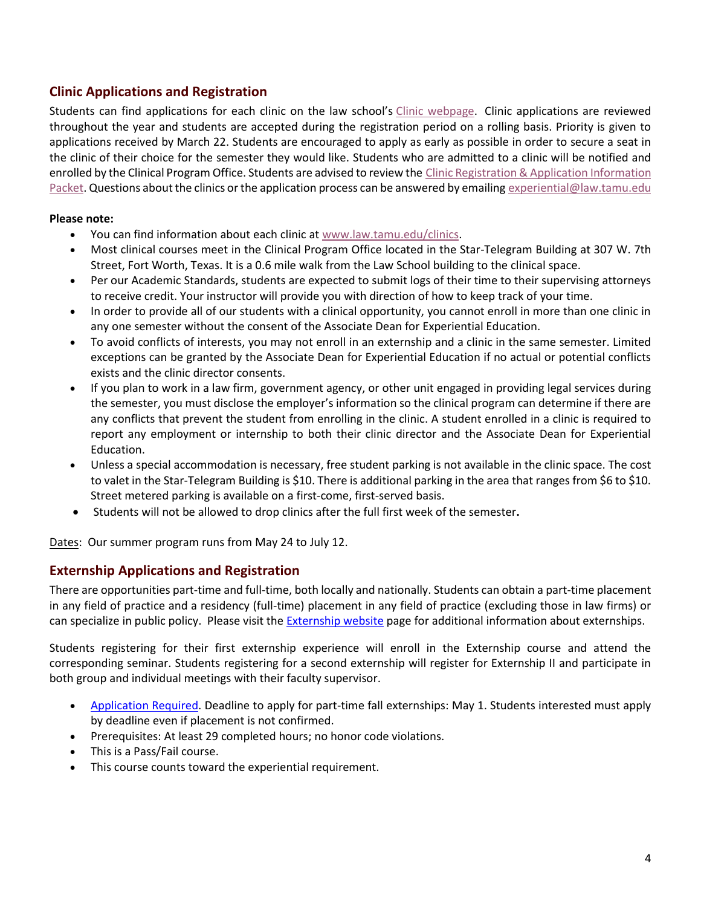## Clinic Applications and Registration

Students can find applications for each clinic on the law school's [Clinic webpage](). Clinic applications are reviewed throughout the year and students are accepted during the registration period on a rolling basis. Priority is given to applications received by March 22. Students are encouraged to apply as early as possible in order to secure a seat in the clinic of their choice for the semester they would like. Students who are admitted to a clinic will be notified and enrolled by the Clinical Program Office. Students are advised to review the [Clinic Registration & Application Information Packet](). Questions about the clinics or the application process can be answered by emailing experiential@law.tamu.edu

**Please note:**

- You can find information about each clinic at www.law.tamu.edu/clinics.
- Most clinical courses meet in the Clinical Program Office located in the Star-Telegram Building at 307 W. 7th Street, Fort Worth, Texas. It is a 0.6 mile walk from the Law School building to the clinical space.
- Per our Academic Standards, students are expected to submit logs of their time to their supervising attorneys to receive credit. Your instructor will provide you with direction of how to keep track of your time.
- In order to provide all of our students with a clinical opportunity, you cannot enroll in more than one clinic in any one semester without the consent of the Associate Dean for Experiential Education.
- To avoid conflicts of interests, you may not enroll in an externship and a clinic in the same semester. Limited exceptions can be granted by the Associate Dean for Experiential Education if no actual or potential conflicts exists and the clinic director consents.
- If you plan to work in a law firm, government agency, or other unit engaged in providing legal services during the semester, you must disclose the employer's information so the clinical program can determine if there are any conflicts that prevent the student from enrolling in the clinic. A student enrolled in a clinic is required to report any employment or internship to both their clinic director and the Associate Dean for Experiential Education.
- Unless a special accommodation is necessary, free student parking is not available in the clinic space. The cost to valet in the Star-Telegram Building is $10. There is additional parking in the area that ranges from $6 to $10. Street metered parking is available on a first-come, first-served basis.
- Students will not be allowed to drop clinics after the full first week of the semester**.**

Dates: Our summer program runs from May 24 to July 12.

## Externship Applications and Registration

There are opportunities part-time and full-time, both locally and nationally. Students can obtain a part-time placement in any field of practice and a residency (full-time) placement in any field of practice (excluding those in law firms) or can specialize in public policy. Please visit the [Externship website]() page for additional information about externships.

Students registering for their first externship experience will enroll in the Externship course and attend the corresponding seminar. Students registering for a second externship will register for Externship II and participate in both group and individual meetings with their faculty supervisor.

- [Application Required](). Deadline to apply for part-time fall externships: May 1. Students interested must apply by deadline even if placement is not confirmed.
- Prerequisites: At least 29 completed hours; no honor code violations.
- This is a Pass/Fail course.
- This course counts toward the experiential requirement.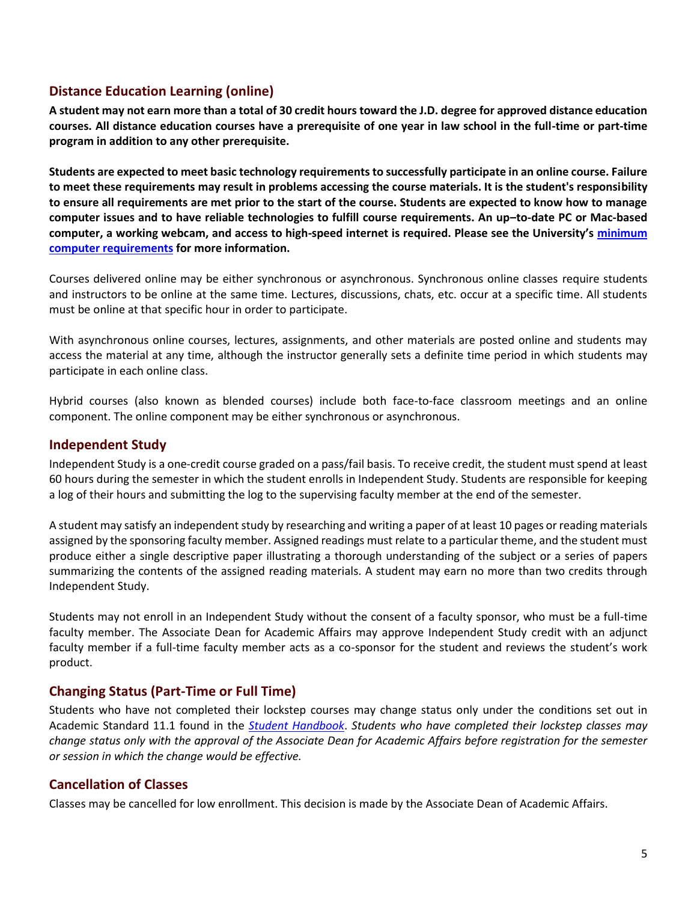## Distance Education Learning (online)

**A student may not earn more than a total of 30 credit hours toward the J.D. degree for approved distance education courses. All distance education courses have a prerequisite of one year in law school in the full-time or part-time program in addition to any other prerequisite.**

**Students are expected to meet basic technology requirements to successfully participate in an online course. Failure to meet these requirements may result in problems accessing the course materials. It is the student's responsibility to ensure all requirements are met prior to the start of the course. Students are expected to know how to manage computer issues and to have reliable technologies to fulfill course requirements. An up–to-date PC or Mac-based computer, a working webcam, and access to high-speed internet is required. Please see the University's minimum computer requirements for more information.**

Courses delivered online may be either synchronous or asynchronous. Synchronous online classes require students and instructors to be online at the same time. Lectures, discussions, chats, etc. occur at a specific time. All students must be online at that specific hour in order to participate.

With asynchronous online courses, lectures, assignments, and other materials are posted online and students may access the material at any time, although the instructor generally sets a definite time period in which students may participate in each online class.

Hybrid courses (also known as blended courses) include both face-to-face classroom meetings and an online component. The online component may be either synchronous or asynchronous.

## Independent Study

Independent Study is a one-credit course graded on a pass/fail basis. To receive credit, the student must spend at least 60 hours during the semester in which the student enrolls in Independent Study. Students are responsible for keeping a log of their hours and submitting the log to the supervising faculty member at the end of the semester.

A student may satisfy an independent study by researching and writing a paper of at least 10 pages or reading materials assigned by the sponsoring faculty member. Assigned readings must relate to a particular theme, and the student must produce either a single descriptive paper illustrating a thorough understanding of the subject or a series of papers summarizing the contents of the assigned reading materials. A student may earn no more than two credits through Independent Study.

Students may not enroll in an Independent Study without the consent of a faculty sponsor, who must be a full-time faculty member. The Associate Dean for Academic Affairs may approve Independent Study credit with an adjunct faculty member if a full-time faculty member acts as a co-sponsor for the student and reviews the student's work product.

## Changing Status (Part-Time or Full Time)

Students who have not completed their lockstep courses may change status only under the conditions set out in Academic Standard 11.1 found in the *Student Handbook*. *Students who have completed their lockstep classes may change status only with the approval of the Associate Dean for Academic Affairs before registration for the semester or session in which the change would be effective.*

## Cancellation of Classes

Classes may be cancelled for low enrollment. This decision is made by the Associate Dean of Academic Affairs.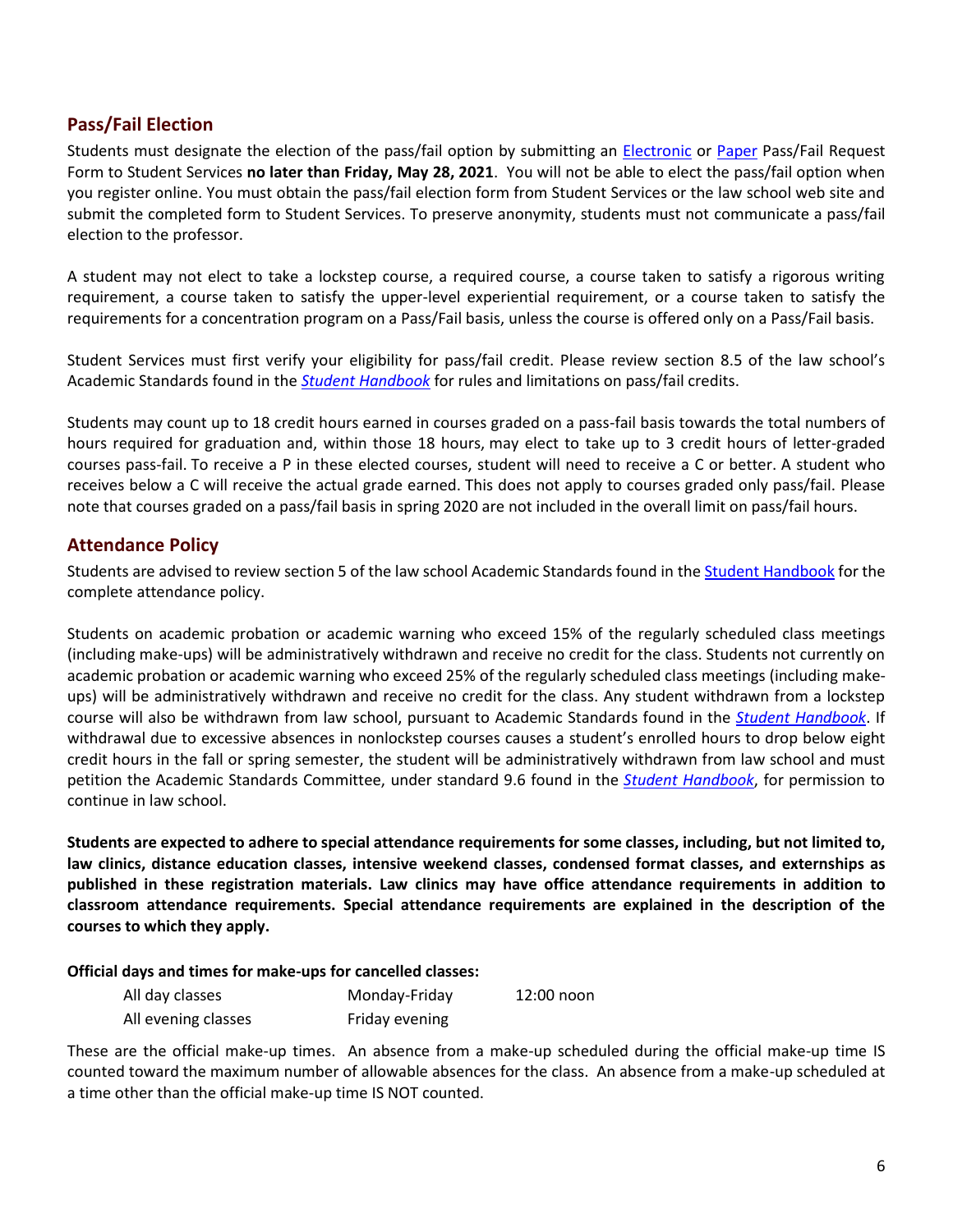## Pass/Fail Election

Students must designate the election of the pass/fail option by submitting an Electronic or Paper Pass/Fail Request Form to Student Services **no later than Friday, May 28, 2021**. You will not be able to elect the pass/fail option when you register online. You must obtain the pass/fail election form from Student Services or the law school web site and submit the completed form to Student Services. To preserve anonymity, students must not communicate a pass/fail election to the professor.

A student may not elect to take a lockstep course, a required course, a course taken to satisfy a rigorous writing requirement, a course taken to satisfy the upper-level experiential requirement, or a course taken to satisfy the requirements for a concentration program on a Pass/Fail basis, unless the course is offered only on a Pass/Fail basis.

Student Services must first verify your eligibility for pass/fail credit. Please review section 8.5 of the law school's Academic Standards found in the ***Student Handbook*** for rules and limitations on pass/fail credits.

Students may count up to 18 credit hours earned in courses graded on a pass-fail basis towards the total numbers of hours required for graduation and, within those 18 hours, may elect to take up to 3 credit hours of letter-graded courses pass-fail. To receive a P in these elected courses, student will need to receive a C or better. A student who receives below a C will receive the actual grade earned. This does not apply to courses graded only pass/fail. Please note that courses graded on a pass/fail basis in spring 2020 are not included in the overall limit on pass/fail hours.

## Attendance Policy

Students are advised to review section 5 of the law school Academic Standards found in the Student Handbook for the complete attendance policy.

Students on academic probation or academic warning who exceed 15% of the regularly scheduled class meetings (including make-ups) will be administratively withdrawn and receive no credit for the class. Students not currently on academic probation or academic warning who exceed 25% of the regularly scheduled class meetings (including make-ups) will be administratively withdrawn and receive no credit for the class. Any student withdrawn from a lockstep course will also be withdrawn from law school, pursuant to Academic Standards found in the ***Student Handbook***. If withdrawal due to excessive absences in nonlockstep courses causes a student's enrolled hours to drop below eight credit hours in the fall or spring semester, the student will be administratively withdrawn from law school and must petition the Academic Standards Committee, under standard 9.6 found in the ***Student Handbook***, for permission to continue in law school.

**Students are expected to adhere to special attendance requirements for some classes, including, but not limited to, law clinics, distance education classes, intensive weekend classes, condensed format classes, and externships as published in these registration materials. Law clinics may have office attendance requirements in addition to classroom attendance requirements. Special attendance requirements are explained in the description of the courses to which they apply.**

**Official days and times for make-ups for cancelled classes:**

| | | |
|---|---|---|
| All day classes | Monday-Friday | 12:00 noon |
| All evening classes | Friday evening | |

These are the official make-up times. An absence from a make-up scheduled during the official make-up time IS counted toward the maximum number of allowable absences for the class. An absence from a make-up scheduled at a time other than the official make-up time IS NOT counted.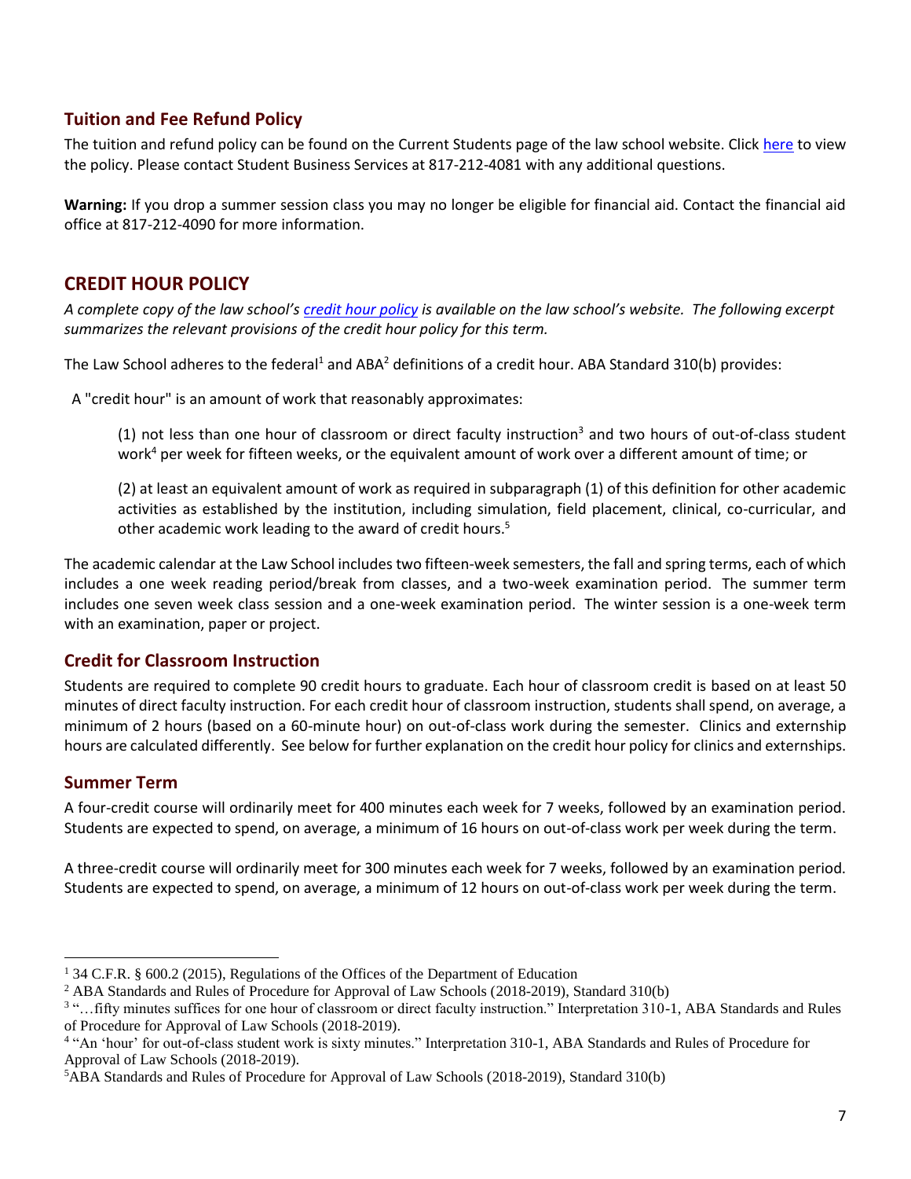## Tuition and Fee Refund Policy

The tuition and refund policy can be found on the Current Students page of the law school website. Click here to view the policy. Please contact Student Business Services at 817-212-4081 with any additional questions.

**Warning:** If you drop a summer session class you may no longer be eligible for financial aid. Contact the financial aid office at 817-212-4090 for more information.

## CREDIT HOUR POLICY

*A complete copy of the law school's credit hour policy is available on the law school's website. The following excerpt summarizes the relevant provisions of the credit hour policy for this term.*

The Law School adheres to the federal[1] and ABA[2] definitions of a credit hour. ABA Standard 310(b) provides:

A "credit hour" is an amount of work that reasonably approximates:

> (1) not less than one hour of classroom or direct faculty instruction[3] and two hours of out-of-class student work[4] per week for fifteen weeks, or the equivalent amount of work over a different amount of time; or
>
> (2) at least an equivalent amount of work as required in subparagraph (1) of this definition for other academic activities as established by the institution, including simulation, field placement, clinical, co-curricular, and other academic work leading to the award of credit hours.[5]

The academic calendar at the Law School includes two fifteen-week semesters, the fall and spring terms, each of which includes a one week reading period/break from classes, and a two-week examination period. The summer term includes one seven week class session and a one-week examination period. The winter session is a one-week term with an examination, paper or project.

### Credit for Classroom Instruction

Students are required to complete 90 credit hours to graduate. Each hour of classroom credit is based on at least 50 minutes of direct faculty instruction. For each credit hour of classroom instruction, students shall spend, on average, a minimum of 2 hours (based on a 60-minute hour) on out-of-class work during the semester. Clinics and externship hours are calculated differently. See below for further explanation on the credit hour policy for clinics and externships.

### Summer Term

A four-credit course will ordinarily meet for 400 minutes each week for 7 weeks, followed by an examination period. Students are expected to spend, on average, a minimum of 16 hours on out-of-class work per week during the term.

A three-credit course will ordinarily meet for 300 minutes each week for 7 weeks, followed by an examination period. Students are expected to spend, on average, a minimum of 12 hours on out-of-class work per week during the term.

---

[1] 34 C.F.R. § 600.2 (2015), Regulations of the Offices of the Department of Education

[2] ABA Standards and Rules of Procedure for Approval of Law Schools (2018-2019), Standard 310(b)

[3] "…fifty minutes suffices for one hour of classroom or direct faculty instruction." Interpretation 310-1, ABA Standards and Rules of Procedure for Approval of Law Schools (2018-2019).

[4] "An 'hour' for out-of-class student work is sixty minutes." Interpretation 310-1, ABA Standards and Rules of Procedure for Approval of Law Schools (2018-2019).

[5] ABA Standards and Rules of Procedure for Approval of Law Schools (2018-2019), Standard 310(b)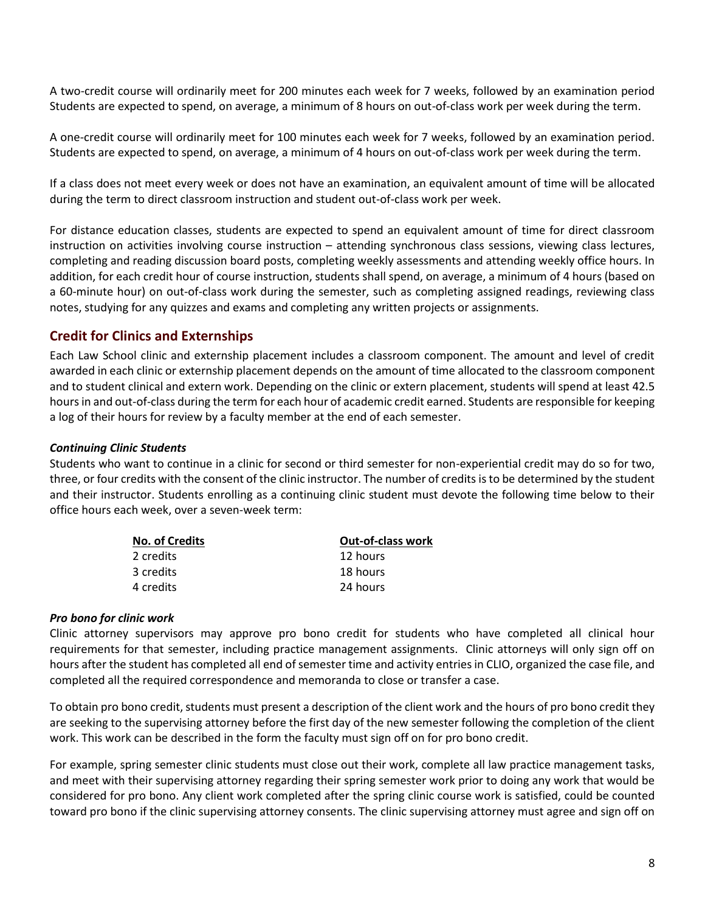A two-credit course will ordinarily meet for 200 minutes each week for 7 weeks, followed by an examination period Students are expected to spend, on average, a minimum of 8 hours on out-of-class work per week during the term.

A one-credit course will ordinarily meet for 100 minutes each week for 7 weeks, followed by an examination period. Students are expected to spend, on average, a minimum of 4 hours on out-of-class work per week during the term.

If a class does not meet every week or does not have an examination, an equivalent amount of time will be allocated during the term to direct classroom instruction and student out-of-class work per week.

For distance education classes, students are expected to spend an equivalent amount of time for direct classroom instruction on activities involving course instruction – attending synchronous class sessions, viewing class lectures, completing and reading discussion board posts, completing weekly assessments and attending weekly office hours. In addition, for each credit hour of course instruction, students shall spend, on average, a minimum of 4 hours (based on a 60-minute hour) on out-of-class work during the semester, such as completing assigned readings, reviewing class notes, studying for any quizzes and exams and completing any written projects or assignments.

## Credit for Clinics and Externships

Each Law School clinic and externship placement includes a classroom component. The amount and level of credit awarded in each clinic or externship placement depends on the amount of time allocated to the classroom component and to student clinical and extern work. Depending on the clinic or extern placement, students will spend at least 42.5 hours in and out-of-class during the term for each hour of academic credit earned. Students are responsible for keeping a log of their hours for review by a faculty member at the end of each semester.

### *Continuing Clinic Students*

Students who want to continue in a clinic for second or third semester for non-experiential credit may do so for two, three, or four credits with the consent of the clinic instructor. The number of credits is to be determined by the student and their instructor. Students enrolling as a continuing clinic student must devote the following time below to their office hours each week, over a seven-week term:

| No. of Credits | Out-of-class work |
|---|---|
| 2 credits | 12 hours |
| 3 credits | 18 hours |
| 4 credits | 24 hours |

### *Pro bono for clinic work*

Clinic attorney supervisors may approve pro bono credit for students who have completed all clinical hour requirements for that semester, including practice management assignments. Clinic attorneys will only sign off on hours after the student has completed all end of semester time and activity entries in CLIO, organized the case file, and completed all the required correspondence and memoranda to close or transfer a case.

To obtain pro bono credit, students must present a description of the client work and the hours of pro bono credit they are seeking to the supervising attorney before the first day of the new semester following the completion of the client work. This work can be described in the form the faculty must sign off on for pro bono credit.

For example, spring semester clinic students must close out their work, complete all law practice management tasks, and meet with their supervising attorney regarding their spring semester work prior to doing any work that would be considered for pro bono. Any client work completed after the spring clinic course work is satisfied, could be counted toward pro bono if the clinic supervising attorney consents. The clinic supervising attorney must agree and sign off on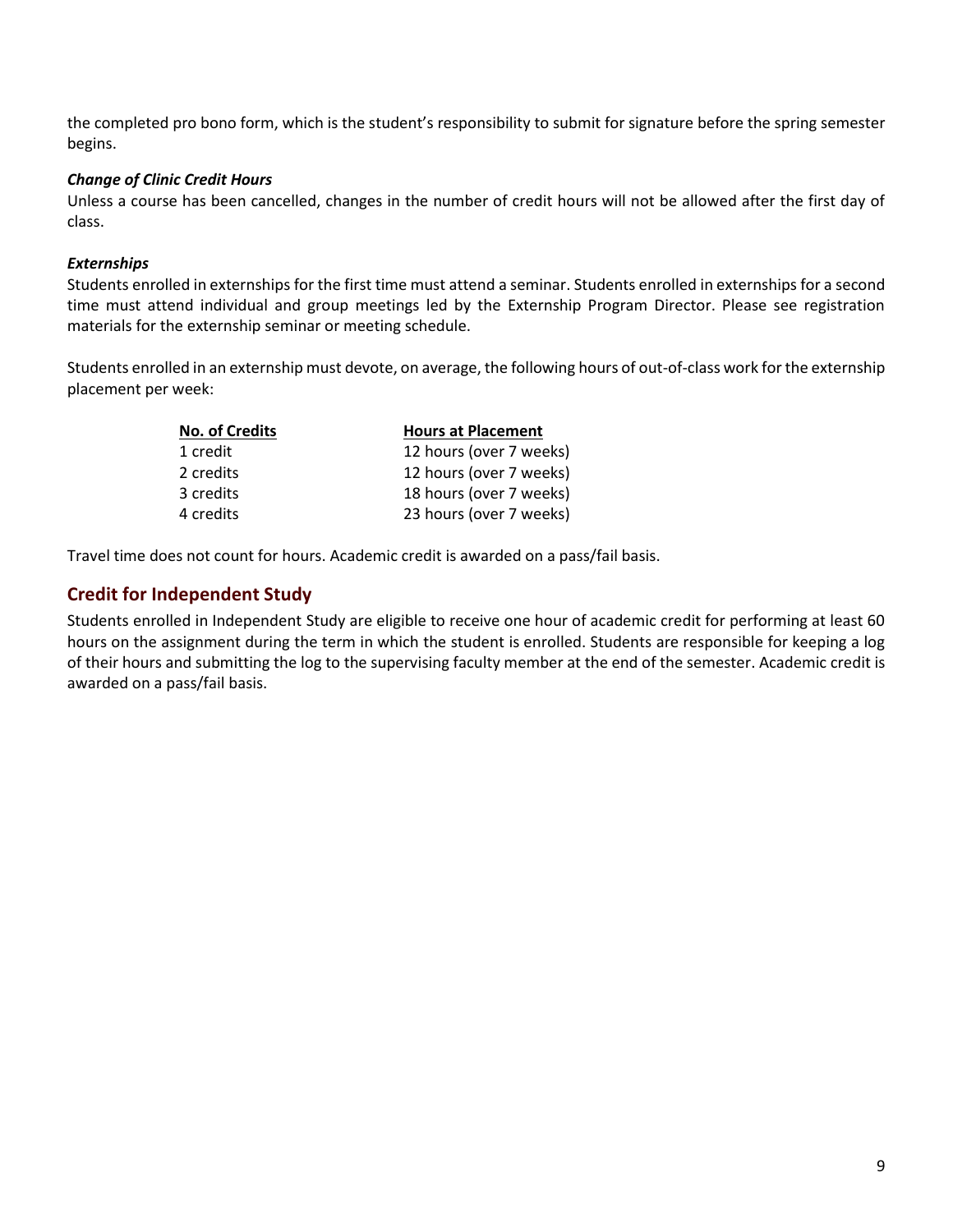the completed pro bono form, which is the student's responsibility to submit for signature before the spring semester begins.

***Change of Clinic Credit Hours***

Unless a course has been cancelled, changes in the number of credit hours will not be allowed after the first day of class.

***Externships***

Students enrolled in externships for the first time must attend a seminar. Students enrolled in externships for a second time must attend individual and group meetings led by the Externship Program Director. Please see registration materials for the externship seminar or meeting schedule.

Students enrolled in an externship must devote, on average, the following hours of out-of-class work for the externship placement per week:

| No. of Credits | Hours at Placement |
|---|---|
| 1 credit | 12 hours (over 7 weeks) |
| 2 credits | 12 hours (over 7 weeks) |
| 3 credits | 18 hours (over 7 weeks) |
| 4 credits | 23 hours (over 7 weeks) |

Travel time does not count for hours. Academic credit is awarded on a pass/fail basis.

## Credit for Independent Study

Students enrolled in Independent Study are eligible to receive one hour of academic credit for performing at least 60 hours on the assignment during the term in which the student is enrolled. Students are responsible for keeping a log of their hours and submitting the log to the supervising faculty member at the end of the semester. Academic credit is awarded on a pass/fail basis.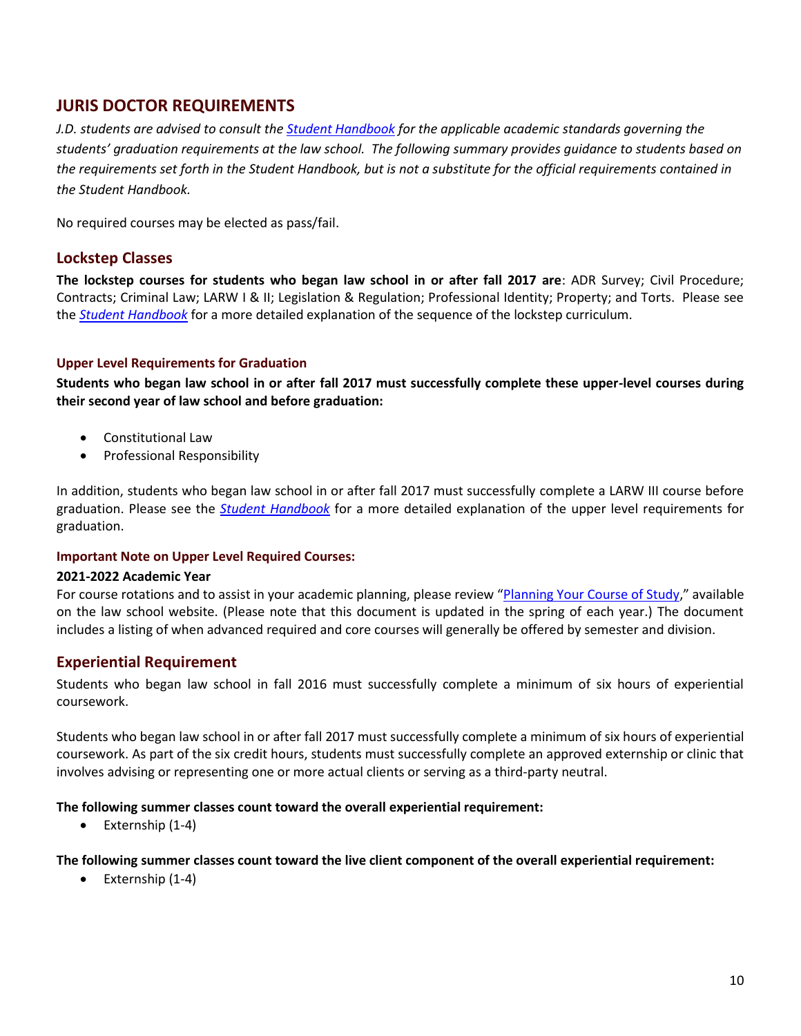# JURIS DOCTOR REQUIREMENTS

*J.D. students are advised to consult the Student Handbook for the applicable academic standards governing the students' graduation requirements at the law school. The following summary provides guidance to students based on the requirements set forth in the Student Handbook, but is not a substitute for the official requirements contained in the Student Handbook.*

No required courses may be elected as pass/fail.

## Lockstep Classes

**The lockstep courses for students who began law school in or after fall 2017 are**: ADR Survey; Civil Procedure; Contracts; Criminal Law; LARW I & II; Legislation & Regulation; Professional Identity; Property; and Torts. Please see the *Student Handbook* for a more detailed explanation of the sequence of the lockstep curriculum.

### Upper Level Requirements for Graduation

**Students who began law school in or after fall 2017 must successfully complete these upper-level courses during their second year of law school and before graduation:**

- Constitutional Law
- Professional Responsibility

In addition, students who began law school in or after fall 2017 must successfully complete a LARW III course before graduation. Please see the *Student Handbook* for a more detailed explanation of the upper level requirements for graduation.

### Important Note on Upper Level Required Courses:

**2021-2022 Academic Year**

For course rotations and to assist in your academic planning, please review "Planning Your Course of Study," available on the law school website. (Please note that this document is updated in the spring of each year.) The document includes a listing of when advanced required and core courses will generally be offered by semester and division.

## Experiential Requirement

Students who began law school in fall 2016 must successfully complete a minimum of six hours of experiential coursework.

Students who began law school in or after fall 2017 must successfully complete a minimum of six hours of experiential coursework. As part of the six credit hours, students must successfully complete an approved externship or clinic that involves advising or representing one or more actual clients or serving as a third-party neutral.

**The following summer classes count toward the overall experiential requirement:**

- Externship (1-4)

**The following summer classes count toward the live client component of the overall experiential requirement:**

- Externship (1-4)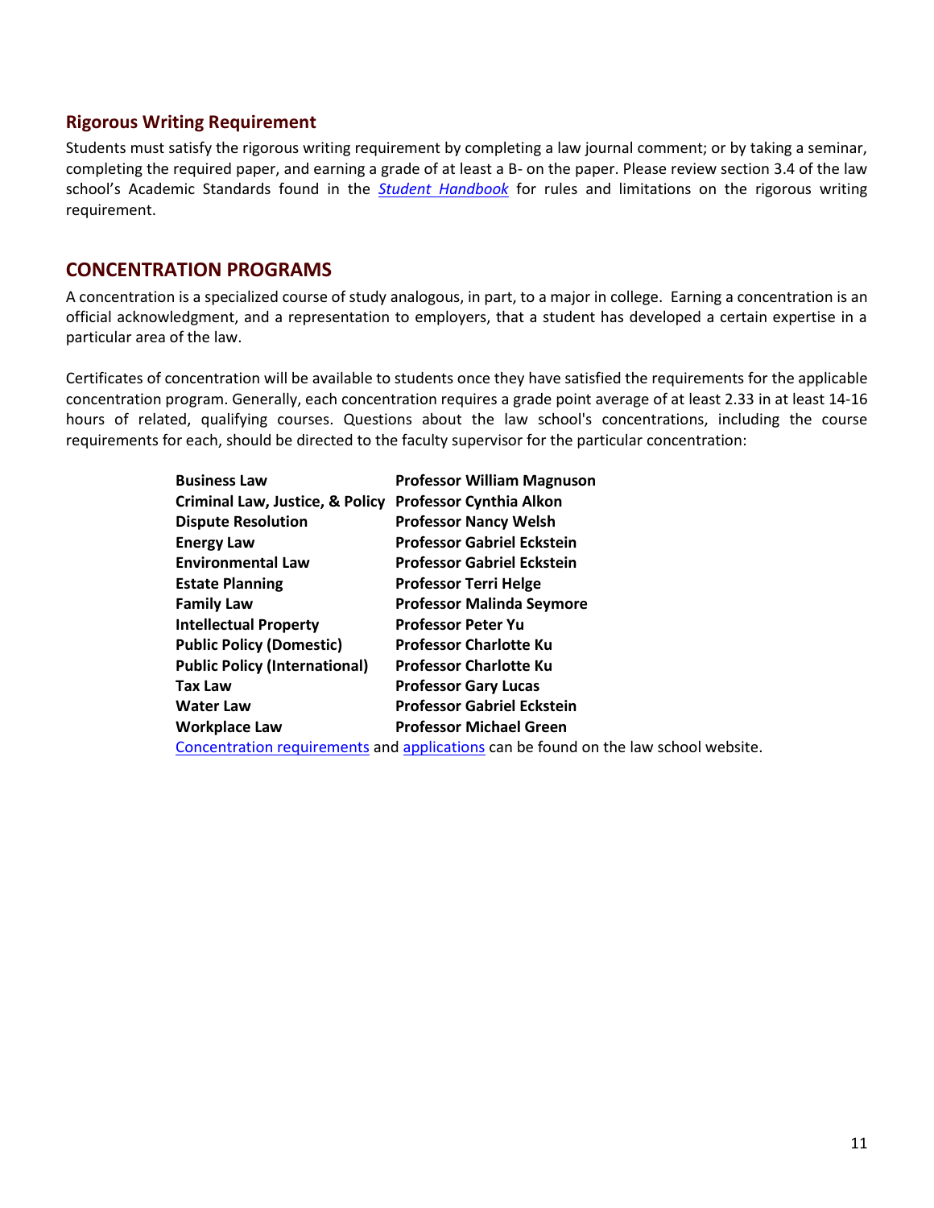### Rigorous Writing Requirement

Students must satisfy the rigorous writing requirement by completing a law journal comment; or by taking a seminar, completing the required paper, and earning a grade of at least a B- on the paper. Please review section 3.4 of the law school's Academic Standards found in the *Student Handbook* for rules and limitations on the rigorous writing requirement.

## CONCENTRATION PROGRAMS

A concentration is a specialized course of study analogous, in part, to a major in college. Earning a concentration is an official acknowledgment, and a representation to employers, that a student has developed a certain expertise in a particular area of the law.

Certificates of concentration will be available to students once they have satisfied the requirements for the applicable concentration program. Generally, each concentration requires a grade point average of at least 2.33 in at least 14-16 hours of related, qualifying courses. Questions about the law school's concentrations, including the course requirements for each, should be directed to the faculty supervisor for the particular concentration:

| | |
|---|---|
| **Business Law** | **Professor William Magnuson** |
| **Criminal Law, Justice, & Policy** | **Professor Cynthia Alkon** |
| **Dispute Resolution** | **Professor Nancy Welsh** |
| **Energy Law** | **Professor Gabriel Eckstein** |
| **Environmental Law** | **Professor Gabriel Eckstein** |
| **Estate Planning** | **Professor Terri Helge** |
| **Family Law** | **Professor Malinda Seymore** |
| **Intellectual Property** | **Professor Peter Yu** |
| **Public Policy (Domestic)** | **Professor Charlotte Ku** |
| **Public Policy (International)** | **Professor Charlotte Ku** |
| **Tax Law** | **Professor Gary Lucas** |
| **Water Law** | **Professor Gabriel Eckstein** |
| **Workplace Law** | **Professor Michael Green** |

Concentration requirements and applications can be found on the law school website.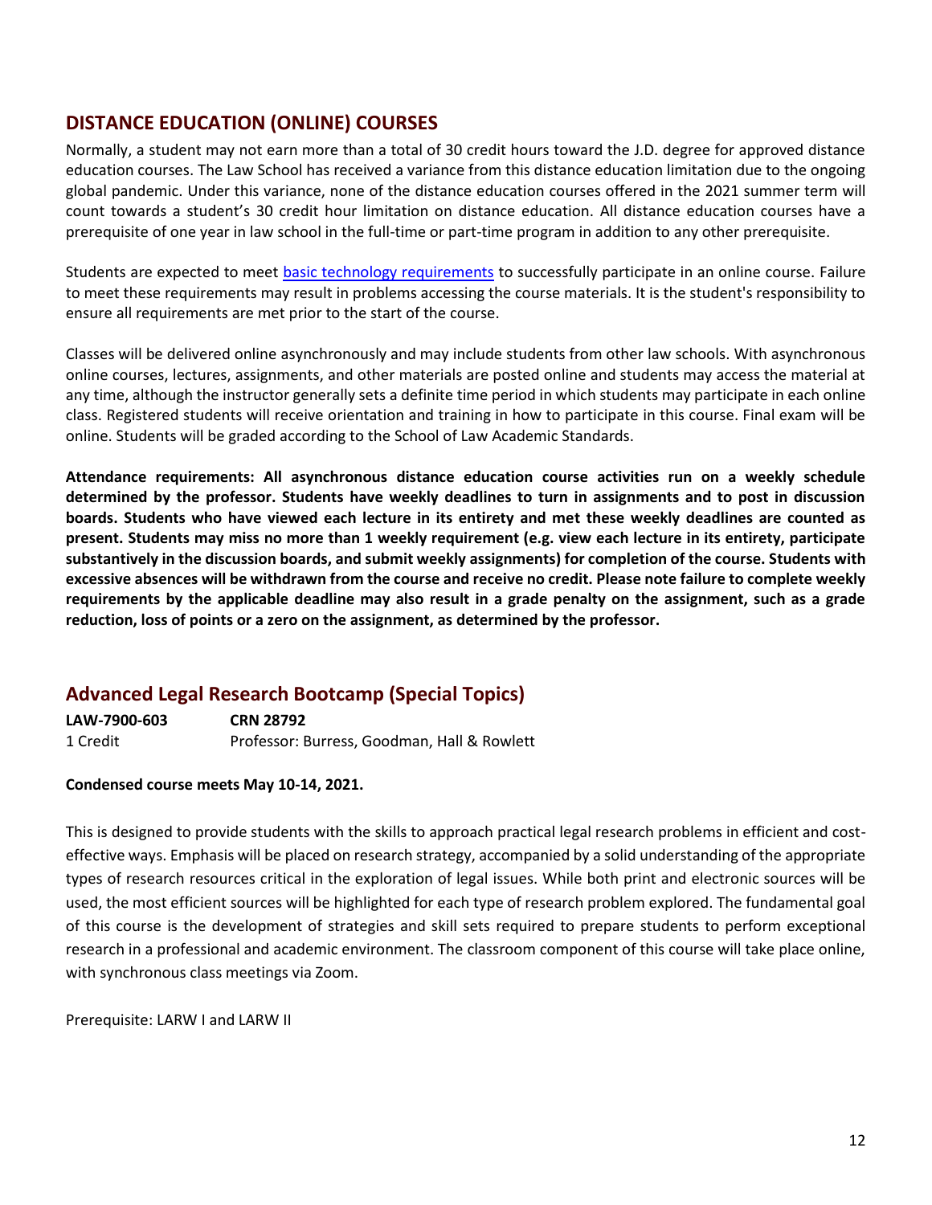## DISTANCE EDUCATION (ONLINE) COURSES

Normally, a student may not earn more than a total of 30 credit hours toward the J.D. degree for approved distance education courses. The Law School has received a variance from this distance education limitation due to the ongoing global pandemic. Under this variance, none of the distance education courses offered in the 2021 summer term will count towards a student's 30 credit hour limitation on distance education. All distance education courses have a prerequisite of one year in law school in the full-time or part-time program in addition to any other prerequisite.

Students are expected to meet basic technology requirements to successfully participate in an online course. Failure to meet these requirements may result in problems accessing the course materials. It is the student's responsibility to ensure all requirements are met prior to the start of the course.

Classes will be delivered online asynchronously and may include students from other law schools. With asynchronous online courses, lectures, assignments, and other materials are posted online and students may access the material at any time, although the instructor generally sets a definite time period in which students may participate in each online class. Registered students will receive orientation and training in how to participate in this course. Final exam will be online. Students will be graded according to the School of Law Academic Standards.

**Attendance requirements: All asynchronous distance education course activities run on a weekly schedule determined by the professor. Students have weekly deadlines to turn in assignments and to post in discussion boards. Students who have viewed each lecture in its entirety and met these weekly deadlines are counted as present. Students may miss no more than 1 weekly requirement (e.g. view each lecture in its entirety, participate substantively in the discussion boards, and submit weekly assignments) for completion of the course. Students with excessive absences will be withdrawn from the course and receive no credit. Please note failure to complete weekly requirements by the applicable deadline may also result in a grade penalty on the assignment, such as a grade reduction, loss of points or a zero on the assignment, as determined by the professor.**

## Advanced Legal Research Bootcamp (Special Topics)

**LAW-7900-603** **CRN 28792**
1 Credit Professor: Burress, Goodman, Hall & Rowlett

**Condensed course meets May 10-14, 2021.**

This is designed to provide students with the skills to approach practical legal research problems in efficient and cost-effective ways. Emphasis will be placed on research strategy, accompanied by a solid understanding of the appropriate types of research resources critical in the exploration of legal issues. While both print and electronic sources will be used, the most efficient sources will be highlighted for each type of research problem explored. The fundamental goal of this course is the development of strategies and skill sets required to prepare students to perform exceptional research in a professional and academic environment. The classroom component of this course will take place online, with synchronous class meetings via Zoom.

Prerequisite: LARW I and LARW II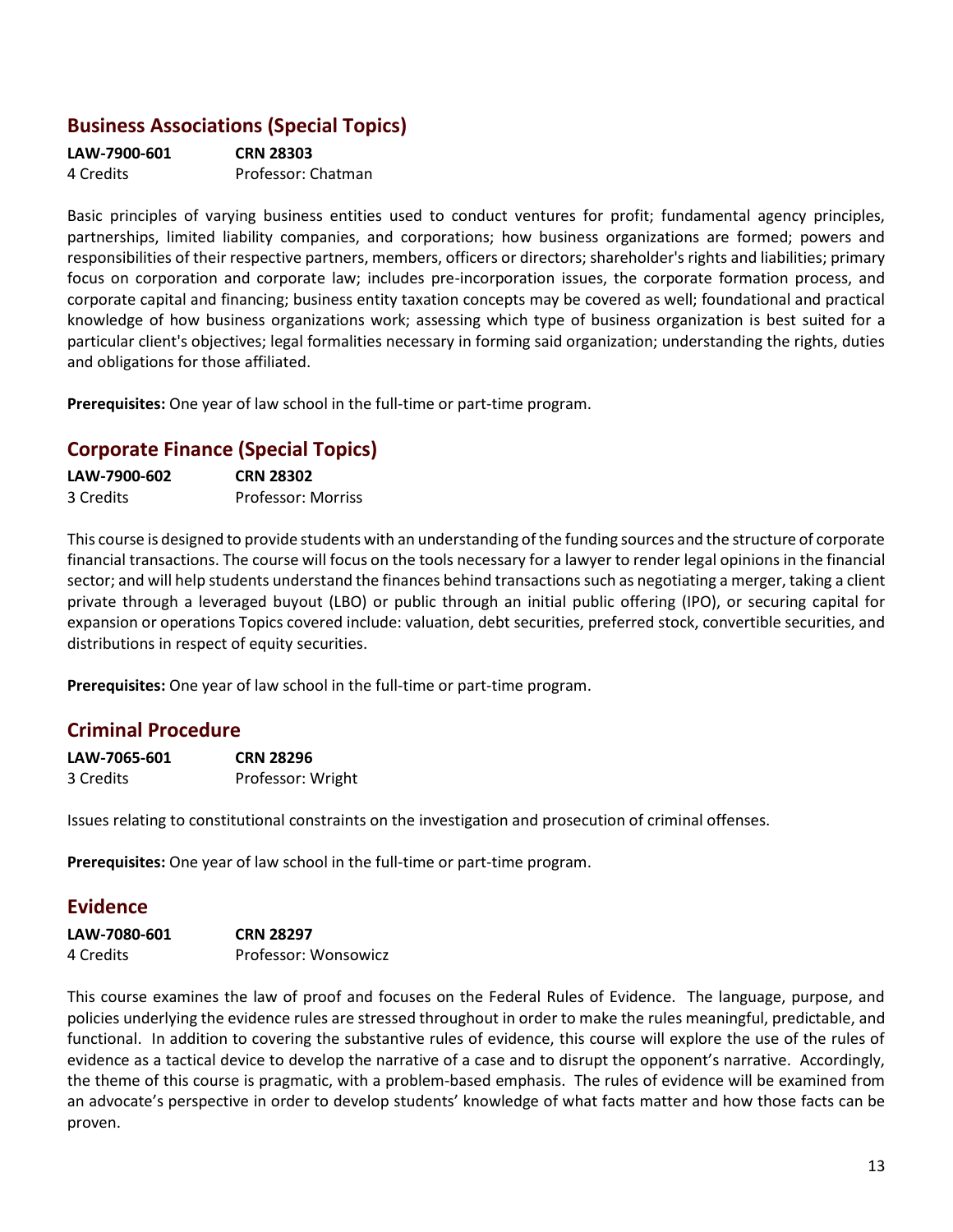## Business Associations (Special Topics)

**LAW-7900-601** **CRN 28303**
4 Credits Professor: Chatman

Basic principles of varying business entities used to conduct ventures for profit; fundamental agency principles, partnerships, limited liability companies, and corporations; how business organizations are formed; powers and responsibilities of their respective partners, members, officers or directors; shareholder's rights and liabilities; primary focus on corporation and corporate law; includes pre-incorporation issues, the corporate formation process, and corporate capital and financing; business entity taxation concepts may be covered as well; foundational and practical knowledge of how business organizations work; assessing which type of business organization is best suited for a particular client's objectives; legal formalities necessary in forming said organization; understanding the rights, duties and obligations for those affiliated.

**Prerequisites:** One year of law school in the full-time or part-time program.

## Corporate Finance (Special Topics)

**LAW-7900-602** **CRN 28302**
3 Credits Professor: Morriss

This course is designed to provide students with an understanding of the funding sources and the structure of corporate financial transactions. The course will focus on the tools necessary for a lawyer to render legal opinions in the financial sector; and will help students understand the finances behind transactions such as negotiating a merger, taking a client private through a leveraged buyout (LBO) or public through an initial public offering (IPO), or securing capital for expansion or operations Topics covered include: valuation, debt securities, preferred stock, convertible securities, and distributions in respect of equity securities.

**Prerequisites:** One year of law school in the full-time or part-time program.

## Criminal Procedure

**LAW-7065-601** **CRN 28296**
3 Credits Professor: Wright

Issues relating to constitutional constraints on the investigation and prosecution of criminal offenses.

**Prerequisites:** One year of law school in the full-time or part-time program.

## Evidence

**LAW-7080-601** **CRN 28297**
4 Credits Professor: Wonsowicz

This course examines the law of proof and focuses on the Federal Rules of Evidence. The language, purpose, and policies underlying the evidence rules are stressed throughout in order to make the rules meaningful, predictable, and functional. In addition to covering the substantive rules of evidence, this course will explore the use of the rules of evidence as a tactical device to develop the narrative of a case and to disrupt the opponent's narrative. Accordingly, the theme of this course is pragmatic, with a problem-based emphasis. The rules of evidence will be examined from an advocate's perspective in order to develop students' knowledge of what facts matter and how those facts can be proven.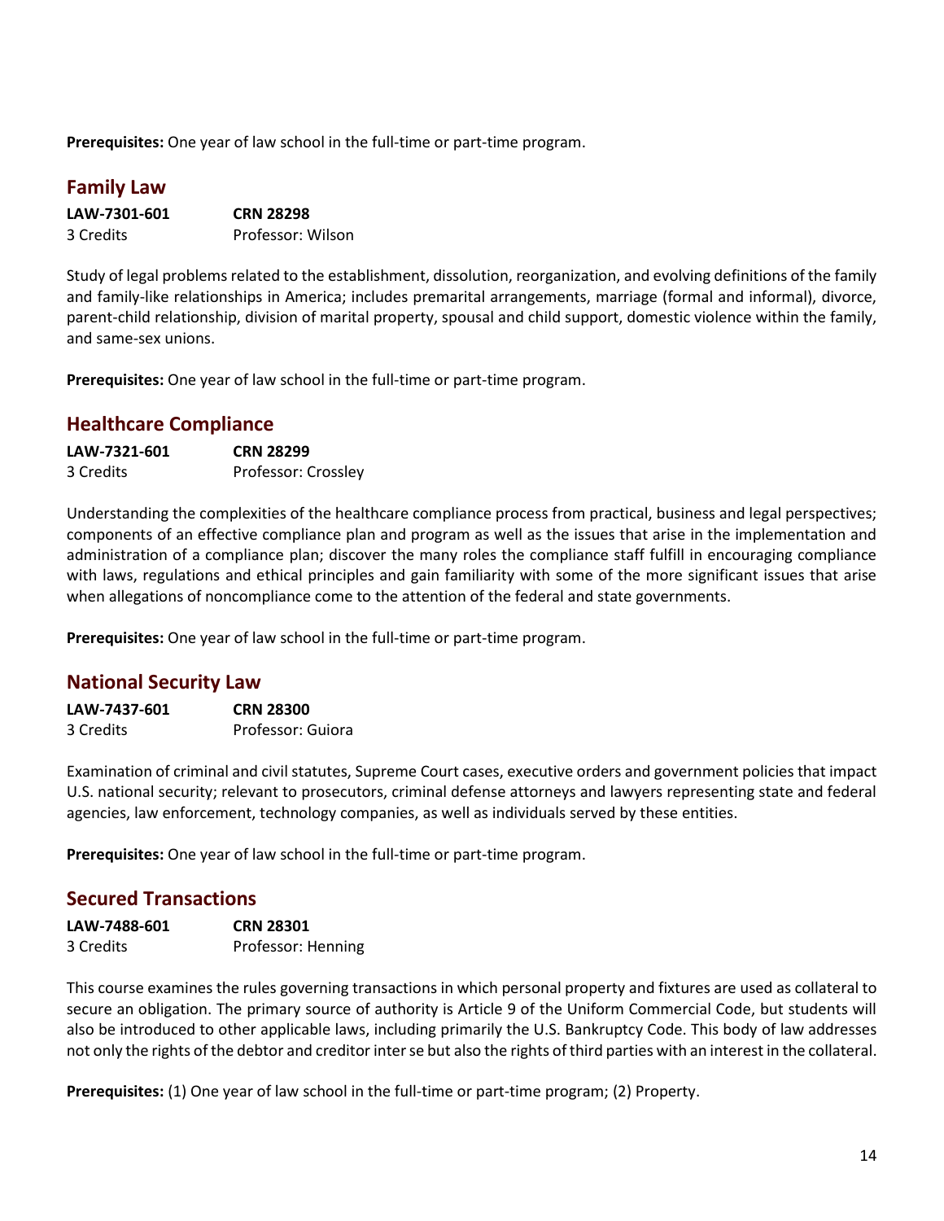**Prerequisites:** One year of law school in the full-time or part-time program.

## Family Law

**LAW-7301-601** **CRN 28298**
3 Credits Professor: Wilson

Study of legal problems related to the establishment, dissolution, reorganization, and evolving definitions of the family and family-like relationships in America; includes premarital arrangements, marriage (formal and informal), divorce, parent-child relationship, division of marital property, spousal and child support, domestic violence within the family, and same-sex unions.

**Prerequisites:** One year of law school in the full-time or part-time program.

## Healthcare Compliance

**LAW-7321-601** **CRN 28299**
3 Credits Professor: Crossley

Understanding the complexities of the healthcare compliance process from practical, business and legal perspectives; components of an effective compliance plan and program as well as the issues that arise in the implementation and administration of a compliance plan; discover the many roles the compliance staff fulfill in encouraging compliance with laws, regulations and ethical principles and gain familiarity with some of the more significant issues that arise when allegations of noncompliance come to the attention of the federal and state governments.

**Prerequisites:** One year of law school in the full-time or part-time program.

## National Security Law

**LAW-7437-601** **CRN 28300**
3 Credits Professor: Guiora

Examination of criminal and civil statutes, Supreme Court cases, executive orders and government policies that impact U.S. national security; relevant to prosecutors, criminal defense attorneys and lawyers representing state and federal agencies, law enforcement, technology companies, as well as individuals served by these entities.

**Prerequisites:** One year of law school in the full-time or part-time program.

## Secured Transactions

**LAW-7488-601** **CRN 28301**
3 Credits Professor: Henning

This course examines the rules governing transactions in which personal property and fixtures are used as collateral to secure an obligation. The primary source of authority is Article 9 of the Uniform Commercial Code, but students will also be introduced to other applicable laws, including primarily the U.S. Bankruptcy Code. This body of law addresses not only the rights of the debtor and creditor inter se but also the rights of third parties with an interest in the collateral.

**Prerequisites:** (1) One year of law school in the full-time or part-time program; (2) Property.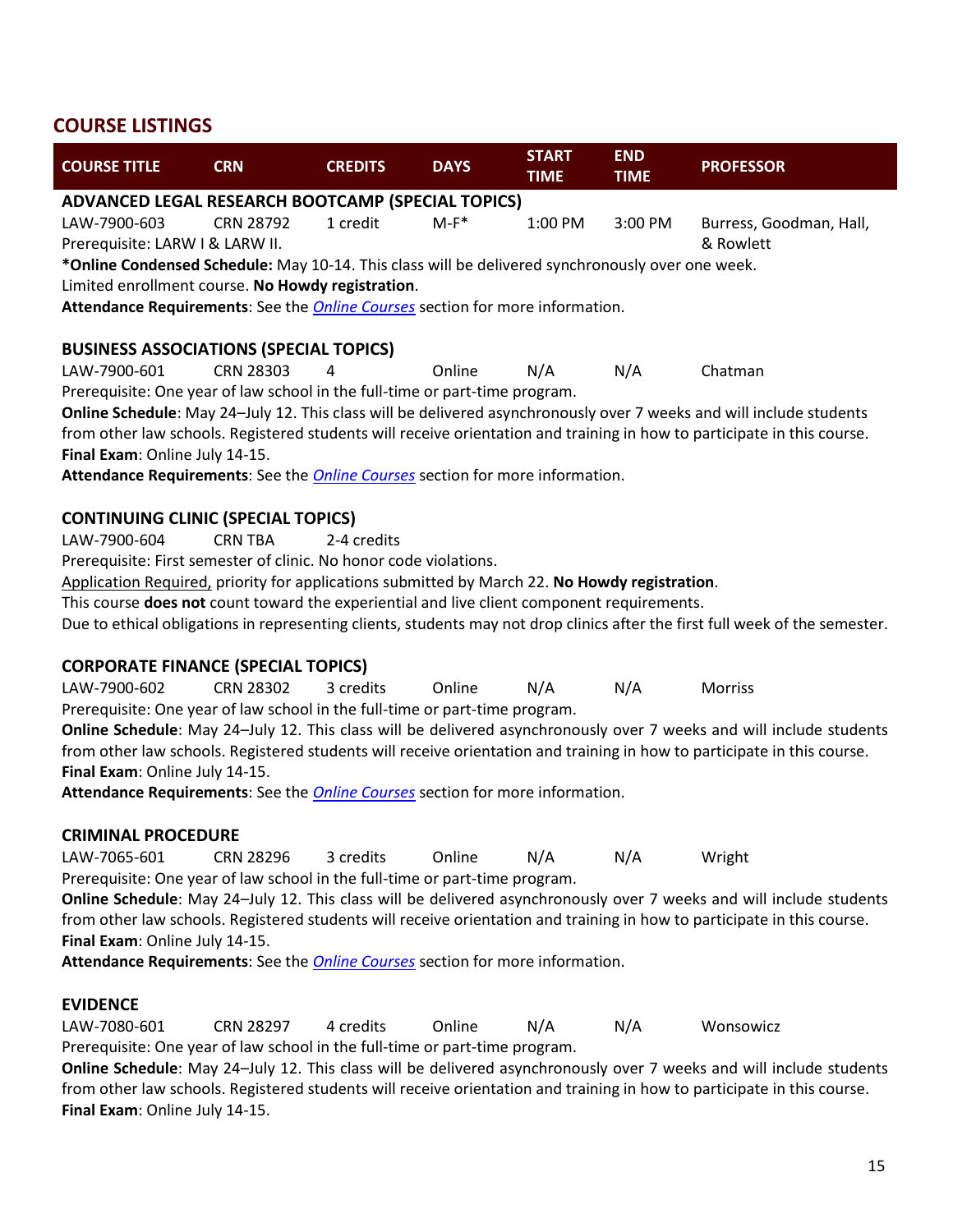## COURSE LISTINGS

| COURSE TITLE | CRN | CREDITS | DAYS | START TIME | END TIME | PROFESSOR |
|---|---|---|---|---|---|---|

**ADVANCED LEGAL RESEARCH BOOTCAMP (SPECIAL TOPICS)**

| LAW-7900-603 | CRN 28792 | 1 credit | M-F* | 1:00 PM | 3:00 PM | Burress, Goodman, Hall, & Rowlett |
|---|---|---|---|---|---|---|

Prerequisite: LARW I & LARW II.

***Online Condensed Schedule:** May 10-14. This class will be delivered synchronously over one week.

Limited enrollment course. **No Howdy registration**.

**Attendance Requirements**: See the *Online Courses* section for more information.

**BUSINESS ASSOCIATIONS (SPECIAL TOPICS)**

| LAW-7900-601 | CRN 28303 | 4 | Online | N/A | N/A | Chatman |
|---|---|---|---|---|---|---|

Prerequisite: One year of law school in the full-time or part-time program.

**Online Schedule**: May 24–July 12. This class will be delivered asynchronously over 7 weeks and will include students from other law schools. Registered students will receive orientation and training in how to participate in this course.

**Final Exam**: Online July 14-15.

**Attendance Requirements**: See the *Online Courses* section for more information.

**CONTINUING CLINIC (SPECIAL TOPICS)**

| LAW-7900-604 | CRN TBA | 2-4 credits | | | | |
|---|---|---|---|---|---|---|

Prerequisite: First semester of clinic. No honor code violations.

Application Required, priority for applications submitted by March 22. **No Howdy registration**.

This course **does not** count toward the experiential and live client component requirements.

Due to ethical obligations in representing clients, students may not drop clinics after the first full week of the semester.

**CORPORATE FINANCE (SPECIAL TOPICS)**

| LAW-7900-602 | CRN 28302 | 3 credits | Online | N/A | N/A | Morriss |
|---|---|---|---|---|---|---|

Prerequisite: One year of law school in the full-time or part-time program.

**Online Schedule**: May 24–July 12. This class will be delivered asynchronously over 7 weeks and will include students from other law schools. Registered students will receive orientation and training in how to participate in this course.

**Final Exam**: Online July 14-15.

**Attendance Requirements**: See the *Online Courses* section for more information.

**CRIMINAL PROCEDURE**

| LAW-7065-601 | CRN 28296 | 3 credits | Online | N/A | N/A | Wright |
|---|---|---|---|---|---|---|

Prerequisite: One year of law school in the full-time or part-time program.

**Online Schedule**: May 24–July 12. This class will be delivered asynchronously over 7 weeks and will include students from other law schools. Registered students will receive orientation and training in how to participate in this course.

**Final Exam**: Online July 14-15.

**Attendance Requirements**: See the *Online Courses* section for more information.

**EVIDENCE**

| LAW-7080-601 | CRN 28297 | 4 credits | Online | N/A | N/A | Wonsowicz |
|---|---|---|---|---|---|---|

Prerequisite: One year of law school in the full-time or part-time program.

**Online Schedule**: May 24–July 12. This class will be delivered asynchronously over 7 weeks and will include students from other law schools. Registered students will receive orientation and training in how to participate in this course.

**Final Exam**: Online July 14-15.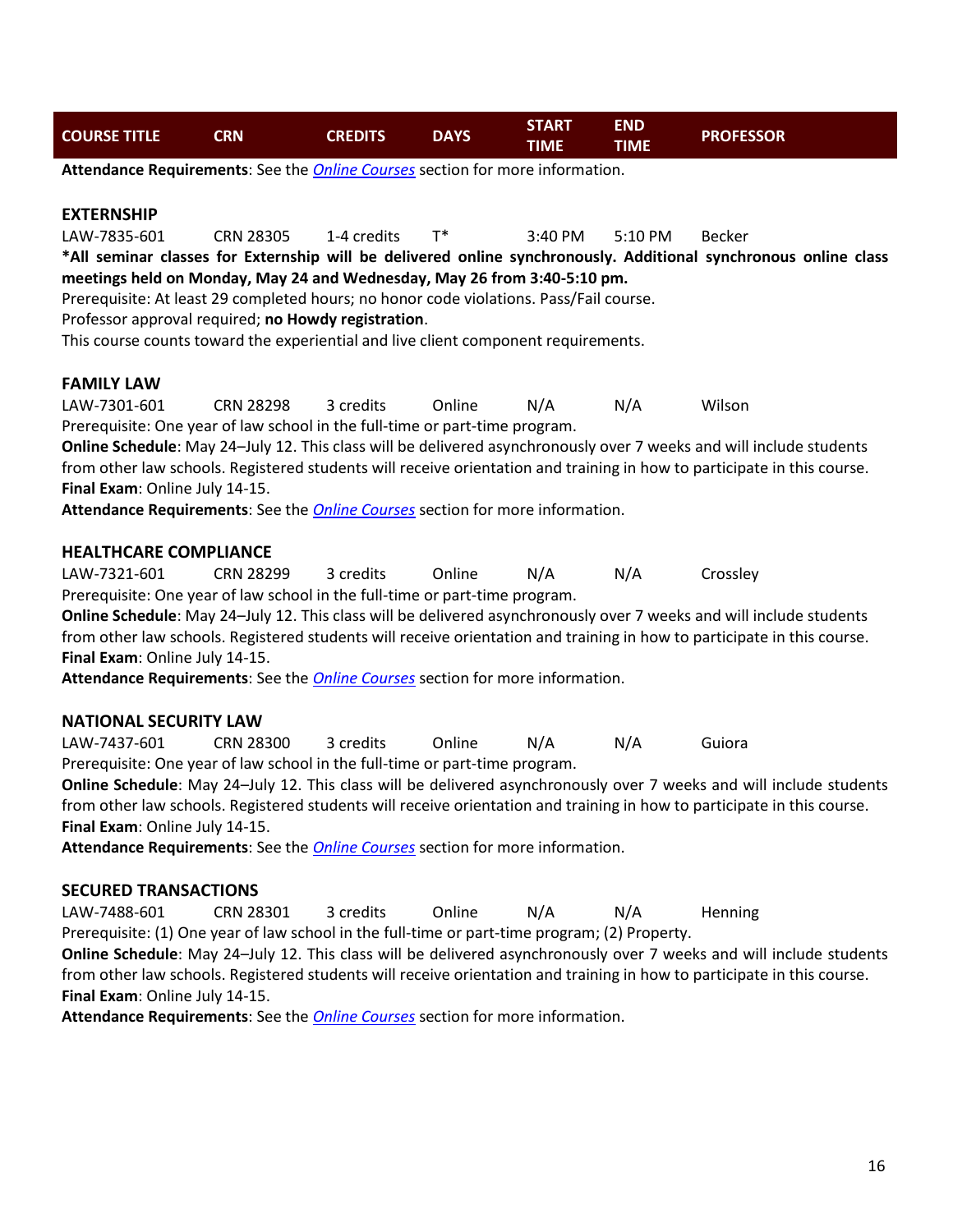| COURSE TITLE | CRN | CREDITS | DAYS | START TIME | END TIME | PROFESSOR |
|---|---|---|---|---|---|---|

**Attendance Requirements**: See the *Online Courses* section for more information.

### EXTERNSHIP

| LAW-7835-601 | CRN 28305 | 1-4 credits | T* | 3:40 PM | 5:10 PM | Becker |
|---|---|---|---|---|---|---|

***All seminar classes for Externship will be delivered online synchronously. Additional synchronous online class meetings held on Monday, May 24 and Wednesday, May 26 from 3:40-5:10 pm.**

Prerequisite: At least 29 completed hours; no honor code violations. Pass/Fail course.

Professor approval required; **no Howdy registration**.

This course counts toward the experiential and live client component requirements.

### FAMILY LAW

| LAW-7301-601 | CRN 28298 | 3 credits | Online | N/A | N/A | Wilson |
|---|---|---|---|---|---|---|

Prerequisite: One year of law school in the full-time or part-time program.

**Online Schedule**: May 24–July 12. This class will be delivered asynchronously over 7 weeks and will include students from other law schools. Registered students will receive orientation and training in how to participate in this course.

**Final Exam**: Online July 14-15.

**Attendance Requirements**: See the *Online Courses* section for more information.

### HEALTHCARE COMPLIANCE

| LAW-7321-601 | CRN 28299 | 3 credits | Online | N/A | N/A | Crossley |
|---|---|---|---|---|---|---|

Prerequisite: One year of law school in the full-time or part-time program.

**Online Schedule**: May 24–July 12. This class will be delivered asynchronously over 7 weeks and will include students from other law schools. Registered students will receive orientation and training in how to participate in this course.

**Final Exam**: Online July 14-15.

**Attendance Requirements**: See the *Online Courses* section for more information.

### NATIONAL SECURITY LAW

| LAW-7437-601 | CRN 28300 | 3 credits | Online | N/A | N/A | Guiora |
|---|---|---|---|---|---|---|

Prerequisite: One year of law school in the full-time or part-time program.

**Online Schedule**: May 24–July 12. This class will be delivered asynchronously over 7 weeks and will include students from other law schools. Registered students will receive orientation and training in how to participate in this course.

**Final Exam**: Online July 14-15.

**Attendance Requirements**: See the *Online Courses* section for more information.

### SECURED TRANSACTIONS

| LAW-7488-601 | CRN 28301 | 3 credits | Online | N/A | N/A | Henning |
|---|---|---|---|---|---|---|

Prerequisite: (1) One year of law school in the full-time or part-time program; (2) Property.

**Online Schedule**: May 24–July 12. This class will be delivered asynchronously over 7 weeks and will include students from other law schools. Registered students will receive orientation and training in how to participate in this course.

**Final Exam**: Online July 14-15.

**Attendance Requirements**: See the *Online Courses* section for more information.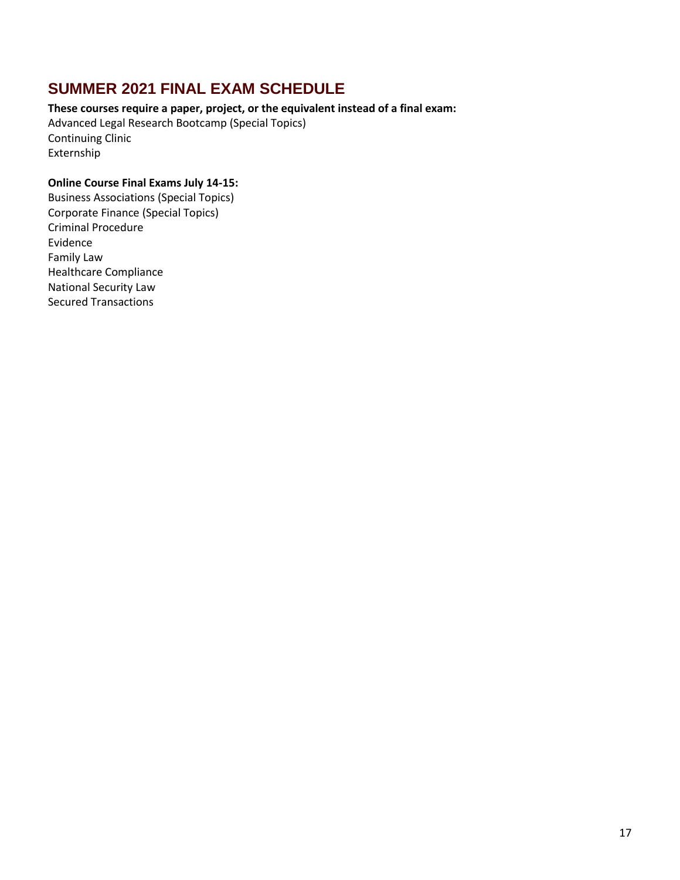## SUMMER 2021 FINAL EXAM SCHEDULE

**These courses require a paper, project, or the equivalent instead of a final exam:**

Advanced Legal Research Bootcamp (Special Topics)
Continuing Clinic
Externship

**Online Course Final Exams July 14-15:**

Business Associations (Special Topics)
Corporate Finance (Special Topics)
Criminal Procedure
Evidence
Family Law
Healthcare Compliance
National Security Law
Secured Transactions